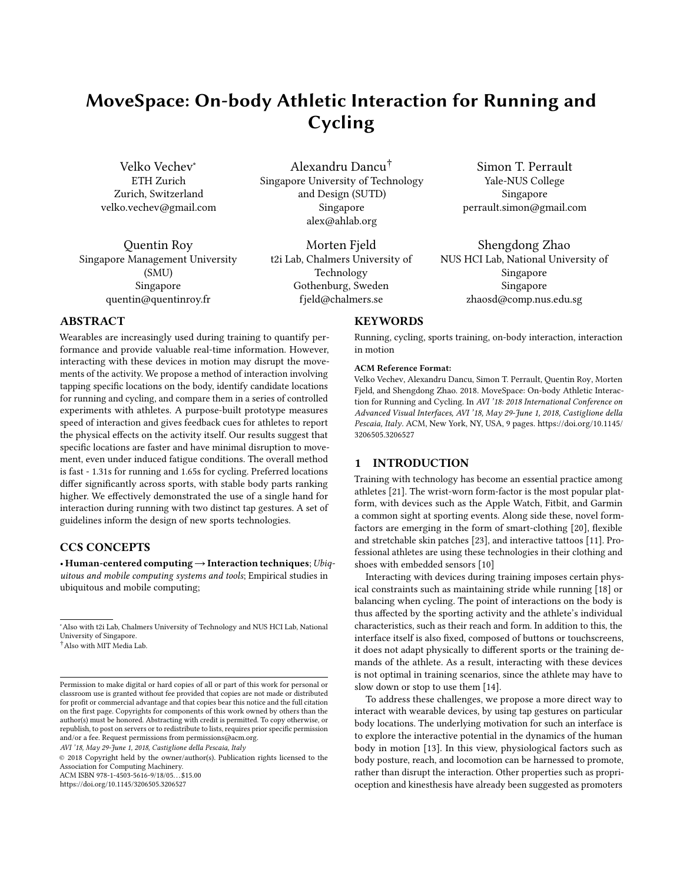# MoveSpace: On-body Athletic Interaction for Running and Cycling

Velko Vechev*
ETH Zurich
Zurich, Switzerland
velko.vechev@gmail.com

Alexandru Dancu†
Singapore University of Technology and Design (SUTD)
Singapore
alex@ahlab.org

Simon T. Perrault
Yale-NUS College
Singapore
perrault.simon@gmail.com

Quentin Roy
Singapore Management University (SMU)
Singapore
quentin@quentinroy.fr

Morten Fjeld
t2i Lab, Chalmers University of Technology
Gothenburg, Sweden
fjeld@chalmers.se

Shengdong Zhao
NUS HCI Lab, National University of Singapore
Singapore
zhaosd@comp.nus.edu.sg

## ABSTRACT

Wearables are increasingly used during training to quantify performance and provide valuable real-time information. However, interacting with these devices in motion may disrupt the movements of the activity. We propose a method of interaction involving tapping specific locations on the body, identify candidate locations for running and cycling, and compare them in a series of controlled experiments with athletes. A purpose-built prototype measures speed of interaction and gives feedback cues for athletes to report the physical effects on the activity itself. Our results suggest that specific locations are faster and have minimal disruption to movement, even under induced fatigue conditions. The overall method is fast - 1.31s for running and 1.65s for cycling. Preferred locations differ significantly across sports, with stable body parts ranking higher. We effectively demonstrated the use of a single hand for interaction during running with two distinct tap gestures. A set of guidelines inform the design of new sports technologies.

## CCS CONCEPTS

• **Human-centered computing → Interaction techniques**; *Ubiquitous and mobile computing systems and tools*; Empirical studies in ubiquitous and mobile computing;

## KEYWORDS

Running, cycling, sports training, on-body interaction, interaction in motion

**ACM Reference Format:**
Velko Vechev, Alexandru Dancu, Simon T. Perrault, Quentin Roy, Morten Fjeld, and Shengdong Zhao. 2018. MoveSpace: On-body Athletic Interaction for Running and Cycling. In *AVI '18: 2018 International Conference on Advanced Visual Interfaces, AVI '18, May 29-June 1, 2018, Castiglione della Pescaia, Italy*. ACM, New York, NY, USA, 9 pages. https://doi.org/10.1145/3206505.3206527

## 1 INTRODUCTION

Training with technology has become an essential practice among athletes [21]. The wrist-worn form-factor is the most popular platform, with devices such as the Apple Watch, Fitbit, and Garmin a common sight at sporting events. Along side these, novel form-factors are emerging in the form of smart-clothing [20], flexible and stretchable skin patches [23], and interactive tattoos [11]. Professional athletes are using these technologies in their clothing and shoes with embedded sensors [10]

Interacting with devices during training imposes certain physical constraints such as maintaining stride while running [18] or balancing when cycling. The point of interactions on the body is thus affected by the sporting activity and the athlete's individual characteristics, such as their reach and form. In addition to this, the interface itself is also fixed, composed of buttons or touchscreens, it does not adapt physically to different sports or the training demands of the athlete. As a result, interacting with these devices is not optimal in training scenarios, since the athlete may have to slow down or stop to use them [14].

To address these challenges, we propose a more direct way to interact with wearable devices, by using tap gestures on particular body locations. The underlying motivation for such an interface is to explore the interactive potential in the dynamics of the human body in motion [13]. In this view, physiological factors such as body posture, reach, and locomotion can be harnessed to promote, rather than disrupt the interaction. Other properties such as proprioception and kinesthesis have already been suggested as promoters

*Also with t2i Lab, Chalmers University of Technology and NUS HCI Lab, National University of Singapore.
†Also with MIT Media Lab.

Permission to make digital or hard copies of all or part of this work for personal or classroom use is granted without fee provided that copies are not made or distributed for profit or commercial advantage and that copies bear this notice and the full citation on the first page. Copyrights for components of this work owned by others than the author(s) must be honored. Abstracting with credit is permitted. To copy otherwise, or republish, to post on servers or to redistribute to lists, requires prior specific permission and/or a fee. Request permissions from permissions@acm.org.
*AVI '18, May 29-June 1, 2018, Castiglione della Pescaia, Italy*
© 2018 Copyright held by the owner/author(s). Publication rights licensed to the Association for Computing Machinery.
ACM ISBN 978-1-4503-5616-9/18/05…$15.00
https://doi.org/10.1145/3206505.3206527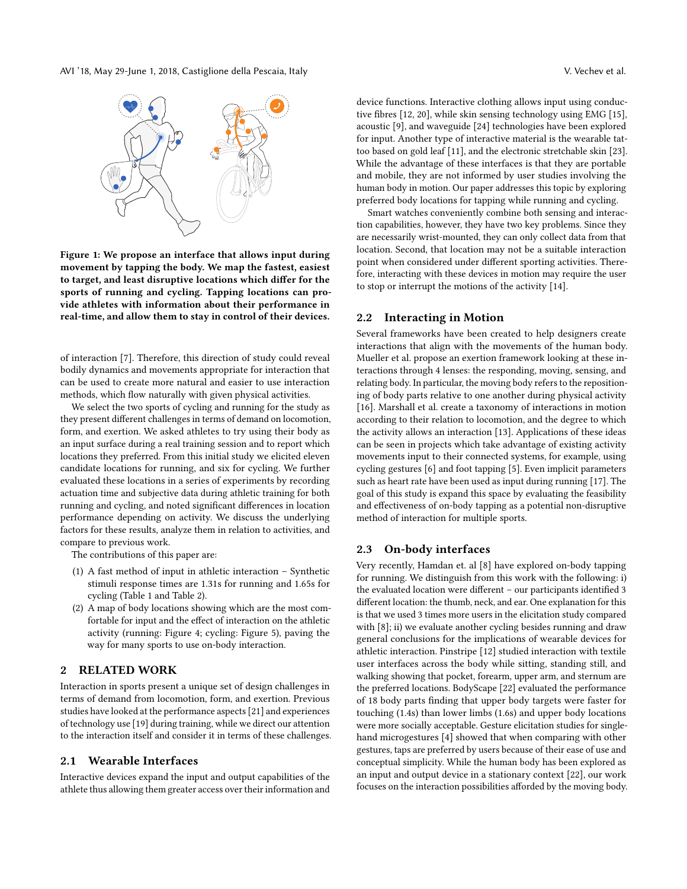Figure 1: We propose an interface that allows input during movement by tapping the body. We map the fastest, easiest to target, and least disruptive locations which differ for the sports of running and cycling. Tapping locations can provide athletes with information about their performance in real-time, and allow them to stay in control of their devices.

of interaction [7]. Therefore, this direction of study could reveal bodily dynamics and movements appropriate for interaction that can be used to create more natural and easier to use interaction methods, which flow naturally with given physical activities.

We select the two sports of cycling and running for the study as they present different challenges in terms of demand on locomotion, form, and exertion. We asked athletes to try using their body as an input surface during a real training session and to report which locations they preferred. From this initial study we elicited eleven candidate locations for running, and six for cycling. We further evaluated these locations in a series of experiments by recording actuation time and subjective data during athletic training for both running and cycling, and noted significant differences in location performance depending on activity. We discuss the underlying factors for these results, analyze them in relation to activities, and compare to previous work.

The contributions of this paper are:

(1) A fast method of input in athletic interaction – Synthetic stimuli response times are 1.31s for running and 1.65s for cycling (Table 1 and Table 2).
(2) A map of body locations showing which are the most comfortable for input and the effect of interaction on the athletic activity (running: Figure 4; cycling: Figure 5), paving the way for many sports to use on-body interaction.

## 2 RELATED WORK

Interaction in sports present a unique set of design challenges in terms of demand from locomotion, form, and exertion. Previous studies have looked at the performance aspects [21] and experiences of technology use [19] during training, while we direct our attention to the interaction itself and consider it in terms of these challenges.

### 2.1 Wearable Interfaces

Interactive devices expand the input and output capabilities of the athlete thus allowing them greater access over their information and device functions. Interactive clothing allows input using conductive fibres [12, 20], while skin sensing technology using EMG [15], acoustic [9], and waveguide [24] technologies have been explored for input. Another type of interactive material is the wearable tattoo based on gold leaf [11], and the electronic stretchable skin [23]. While the advantage of these interfaces is that they are portable and mobile, they are not informed by user studies involving the human body in motion. Our paper addresses this topic by exploring preferred body locations for tapping while running and cycling.

Smart watches conveniently combine both sensing and interaction capabilities, however, they have two key problems. Since they are necessarily wrist-mounted, they can only collect data from that location. Second, that location may not be a suitable interaction point when considered under different sporting activities. Therefore, interacting with these devices in motion may require the user to stop or interrupt the motions of the activity [14].

### 2.2 Interacting in Motion

Several frameworks have been created to help designers create interactions that align with the movements of the human body. Mueller et al. propose an exertion framework looking at these interactions through 4 lenses: the responding, moving, sensing, and relating body. In particular, the moving body refers to the repositioning of body parts relative to one another during physical activity [16]. Marshall et al. create a taxonomy of interactions in motion according to their relation to locomotion, and the degree to which the activity allows an interaction [13]. Applications of these ideas can be seen in projects which take advantage of existing activity movements input to their connected systems, for example, using cycling gestures [6] and foot tapping [5]. Even implicit parameters such as heart rate have been used as input during running [17]. The goal of this study is expand this space by evaluating the feasibility and effectiveness of on-body tapping as a potential non-disruptive method of interaction for multiple sports.

### 2.3 On-body interfaces

Very recently, Hamdan et. al [8] have explored on-body tapping for running. We distinguish from this work with the following: i) the evaluated location were different – our participants identified 3 different location: the thumb, neck, and ear. One explanation for this is that we used 3 times more users in the elicitation study compared with [8]; ii) we evaluate another cycling besides running and draw general conclusions for the implications of wearable devices for athletic interaction. Pinstripe [12] studied interaction with textile user interfaces across the body while sitting, standing still, and walking showing that pocket, forearm, upper arm, and sternum are the preferred locations. BodyScape [22] evaluated the performance of 18 body parts finding that upper body targets were faster for touching (1.4s) than lower limbs (1.6s) and upper body locations were more socially acceptable. Gesture elicitation studies for single-hand microgestures [4] showed that when comparing with other gestures, taps are preferred by users because of their ease of use and conceptual simplicity. While the human body has been explored as an input and output device in a stationary context [22], our work focuses on the interaction possibilities afforded by the moving body.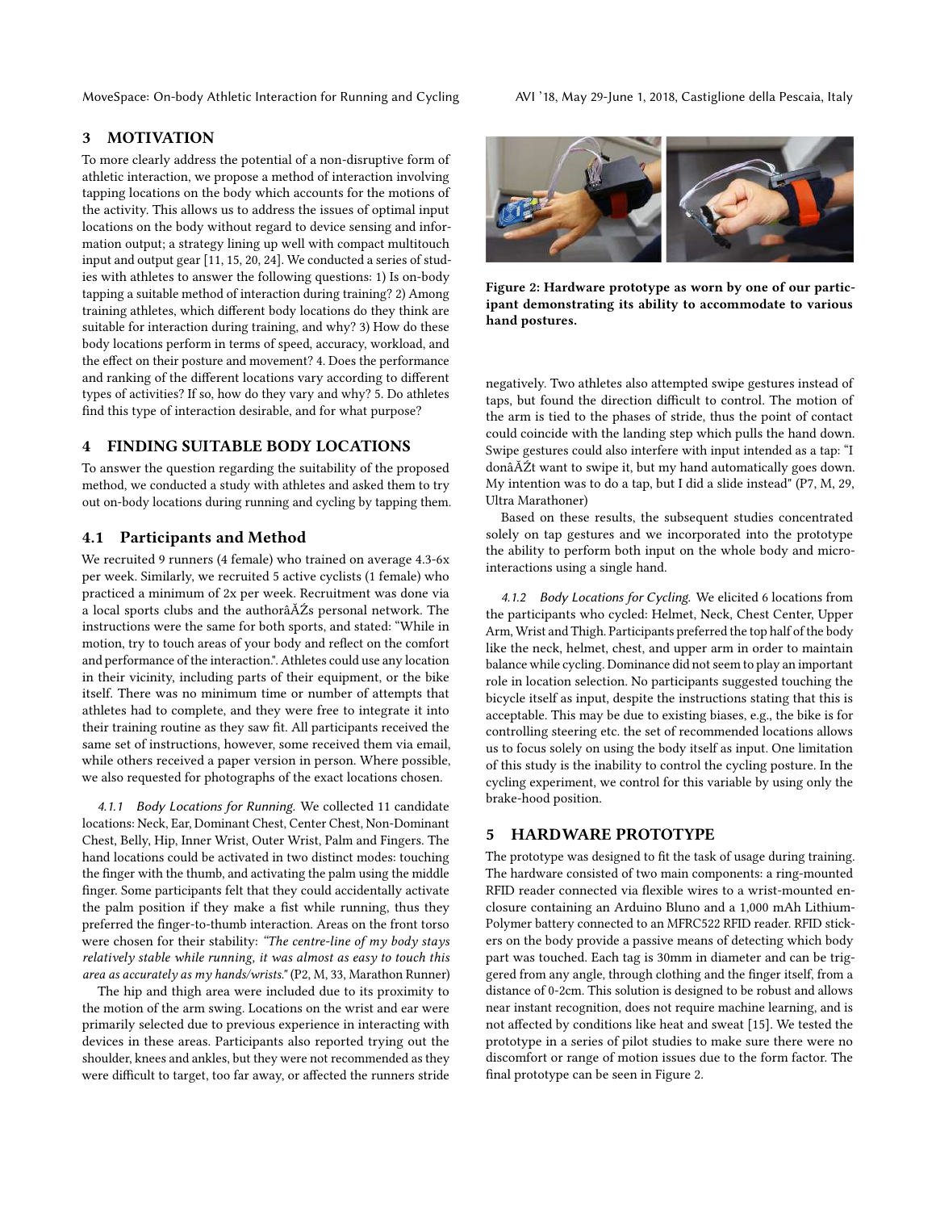## 3 MOTIVATION

To more clearly address the potential of a non-disruptive form of athletic interaction, we propose a method of interaction involving tapping locations on the body which accounts for the motions of the activity. This allows us to address the issues of optimal input locations on the body without regard to device sensing and information output; a strategy lining up well with compact multitouch input and output gear [11, 15, 20, 24]. We conducted a series of studies with athletes to answer the following questions: 1) Is on-body tapping a suitable method of interaction during training? 2) Among training athletes, which different body locations do they think are suitable for interaction during training, and why? 3) How do these body locations perform in terms of speed, accuracy, workload, and the effect on their posture and movement? 4. Does the performance and ranking of the different locations vary according to different types of activities? If so, how do they vary and why? 5. Do athletes find this type of interaction desirable, and for what purpose?

## 4 FINDING SUITABLE BODY LOCATIONS

To answer the question regarding the suitability of the proposed method, we conducted a study with athletes and asked them to try out on-body locations during running and cycling by tapping them.

### 4.1 Participants and Method

We recruited 9 runners (4 female) who trained on average 4.3-6x per week. Similarly, we recruited 5 active cyclists (1 female) who practiced a minimum of 2x per week. Recruitment was done via a local sports clubs and the authorâĂŹs personal network. The instructions were the same for both sports, and stated: "While in motion, try to touch areas of your body and reflect on the comfort and performance of the interaction.". Athletes could use any location in their vicinity, including parts of their equipment, or the bike itself. There was no minimum time or number of attempts that athletes had to complete, and they were free to integrate it into their training routine as they saw fit. All participants received the same set of instructions, however, some received them via email, while others received a paper version in person. Where possible, we also requested for photographs of the exact locations chosen.

*4.1.1 Body Locations for Running.* We collected 11 candidate locations: Neck, Ear, Dominant Chest, Center Chest, Non-Dominant Chest, Belly, Hip, Inner Wrist, Outer Wrist, Palm and Fingers. The hand locations could be activated in two distinct modes: touching the finger with the thumb, and activating the palm using the middle finger. Some participants felt that they could accidentally activate the palm position if they make a fist while running, thus they preferred the finger-to-thumb interaction. Areas on the front torso were chosen for their stability: *"The centre-line of my body stays relatively stable while running, it was almost as easy to touch this area as accurately as my hands/wrists."* (P2, M, 33, Marathon Runner)

The hip and thigh area were included due to its proximity to the motion of the arm swing. Locations on the wrist and ear were primarily selected due to previous experience in interacting with devices in these areas. Participants also reported trying out the shoulder, knees and ankles, but they were not recommended as they were difficult to target, too far away, or affected the runners stride negatively. Two athletes also attempted swipe gestures instead of taps, but found the direction difficult to control. The motion of the arm is tied to the phases of stride, thus the point of contact could coincide with the landing step which pulls the hand down. Swipe gestures could also interfere with input intended as a tap: "I donâĂŹt want to swipe it, but my hand automatically goes down. My intention was to do a tap, but I did a slide instead" (P7, M, 29, Ultra Marathoner)

Based on these results, the subsequent studies concentrated solely on tap gestures and we incorporated into the prototype the ability to perform both input on the whole body and micro-interactions using a single hand.

*4.1.2 Body Locations for Cycling.* We elicited 6 locations from the participants who cycled: Helmet, Neck, Chest Center, Upper Arm, Wrist and Thigh. Participants preferred the top half of the body like the neck, helmet, chest, and upper arm in order to maintain balance while cycling. Dominance did not seem to play an important role in location selection. No participants suggested touching the bicycle itself as input, despite the instructions stating that this is acceptable. This may be due to existing biases, e.g., the bike is for controlling steering etc. the set of recommended locations allows us to focus solely on using the body itself as input. One limitation of this study is the inability to control the cycling posture. In the cycling experiment, we control for this variable by using only the brake-hood position.

**Figure 2: Hardware prototype as worn by one of our participant demonstrating its ability to accommodate to various hand postures.**

## 5 HARDWARE PROTOTYPE

The prototype was designed to fit the task of usage during training. The hardware consisted of two main components: a ring-mounted RFID reader connected via flexible wires to a wrist-mounted enclosure containing an Arduino Bluno and a 1,000 mAh Lithium-Polymer battery connected to an MFRC522 RFID reader. RFID stickers on the body provide a passive means of detecting which body part was touched. Each tag is 30mm in diameter and can be triggered from any angle, through clothing and the finger itself, from a distance of 0-2cm. This solution is designed to be robust and allows near instant recognition, does not require machine learning, and is not affected by conditions like heat and sweat [15]. We tested the prototype in a series of pilot studies to make sure there were no discomfort or range of motion issues due to the form factor. The final prototype can be seen in Figure 2.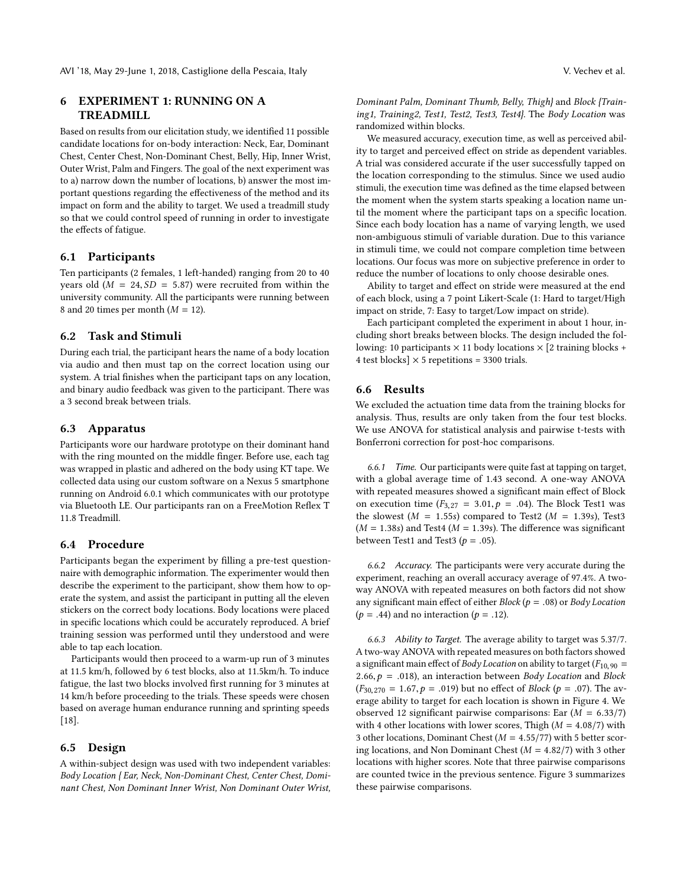## 6 EXPERIMENT 1: RUNNING ON A TREADMILL

Based on results from our elicitation study, we identified 11 possible candidate locations for on-body interaction: Neck, Ear, Dominant Chest, Center Chest, Non-Dominant Chest, Belly, Hip, Inner Wrist, Outer Wrist, Palm and Fingers. The goal of the next experiment was to a) narrow down the number of locations, b) answer the most important questions regarding the effectiveness of the method and its impact on form and the ability to target. We used a treadmill study so that we could control speed of running in order to investigate the effects of fatigue.

### 6.1 Participants

Ten participants (2 females, 1 left-handed) ranging from 20 to 40 years old ($M = 24, SD = 5.87$) were recruited from within the university community. All the participants were running between 8 and 20 times per month ($M = 12$).

### 6.2 Task and Stimuli

During each trial, the participant hears the name of a body location via audio and then must tap on the correct location using our system. A trial finishes when the participant taps on any location, and binary audio feedback was given to the participant. There was a 3 second break between trials.

### 6.3 Apparatus

Participants wore our hardware prototype on their dominant hand with the ring mounted on the middle finger. Before use, each tag was wrapped in plastic and adhered on the body using KT tape. We collected data using our custom software on a Nexus 5 smartphone running on Android 6.0.1 which communicates with our prototype via Bluetooth LE. Our participants ran on a FreeMotion Reflex T 11.8 Treadmill.

### 6.4 Procedure

Participants began the experiment by filling a pre-test questionnaire with demographic information. The experimenter would then describe the experiment to the participant, show them how to operate the system, and assist the participant in putting all the eleven stickers on the correct body locations. Body locations were placed in specific locations which could be accurately reproduced. A brief training session was performed until they understood and were able to tap each location.

Participants would then proceed to a warm-up run of 3 minutes at 11.5 km/h, followed by 6 test blocks, also at 11.5km/h. To induce fatigue, the last two blocks involved first running for 3 minutes at 14 km/h before proceeding to the trials. These speeds were chosen based on average human endurance running and sprinting speeds [18].

### 6.5 Design

A within-subject design was used with two independent variables: *Body Location { Ear, Neck, Non-Dominant Chest, Center Chest, Dominant Chest, Non Dominant Inner Wrist, Non Dominant Outer Wrist, Dominant Palm, Dominant Thumb, Belly, Thigh}* and *Block {Training1, Training2, Test1, Test2, Test3, Test4}*. The *Body Location* was randomized within blocks.

We measured accuracy, execution time, as well as perceived ability to target and perceived effect on stride as dependent variables. A trial was considered accurate if the user successfully tapped on the location corresponding to the stimulus. Since we used audio stimuli, the execution time was defined as the time elapsed between the moment when the system starts speaking a location name until the moment where the participant taps on a specific location. Since each body location has a name of varying length, we used non-ambiguous stimuli of variable duration. Due to this variance in stimuli time, we could not compare completion time between locations. Our focus was more on subjective preference in order to reduce the number of locations to only choose desirable ones.

Ability to target and effect on stride were measured at the end of each block, using a 7 point Likert-Scale (1: Hard to target/High impact on stride, 7: Easy to target/Low impact on stride).

Each participant completed the experiment in about 1 hour, including short breaks between blocks. The design included the following: 10 participants × 11 body locations × [2 training blocks + 4 test blocks] × 5 repetitions = 3300 trials.

### 6.6 Results

We excluded the actuation time data from the training blocks for analysis. Thus, results are only taken from the four test blocks. We use ANOVA for statistical analysis and pairwise t-tests with Bonferroni correction for post-hoc comparisons.

*6.6.1 Time.* Our participants were quite fast at tapping on target, with a global average time of 1.43 second. A one-way ANOVA with repeated measures showed a significant main effect of Block on execution time ($F_{3,27} = 3.01, p = .04$). The Block Test1 was the slowest ($M = 1.55s$) compared to Test2 ($M = 1.39s$), Test3 ($M = 1.38s$) and Test4 ($M = 1.39s$). The difference was significant between Test1 and Test3 ($p = .05$).

*6.6.2 Accuracy.* The participants were very accurate during the experiment, reaching an overall accuracy average of 97.4%. A two-way ANOVA with repeated measures on both factors did not show any significant main effect of either *Block* ($p = .08$) or *Body Location* ($p = .44$) and no interaction ($p = .12$).

*6.6.3 Ability to Target.* The average ability to target was 5.37/7. A two-way ANOVA with repeated measures on both factors showed a significant main effect of *Body Location* on ability to target ($F_{10,90} = 2.66, p = .018$), an interaction between *Body Location* and *Block* ($F_{30,270} = 1.67, p = .019$) but no effect of *Block* ($p = .07$). The average ability to target for each location is shown in Figure 4. We observed 12 significant pairwise comparisons: Ear ($M = 6.33/7$) with 4 other locations with lower scores, Thigh ($M = 4.08/7$) with 3 other locations, Dominant Chest ($M = 4.55/77$) with 5 better scoring locations, and Non Dominant Chest ($M = 4.82/7$) with 3 other locations with higher scores. Note that three pairwise comparisons are counted twice in the previous sentence. Figure 3 summarizes these pairwise comparisons.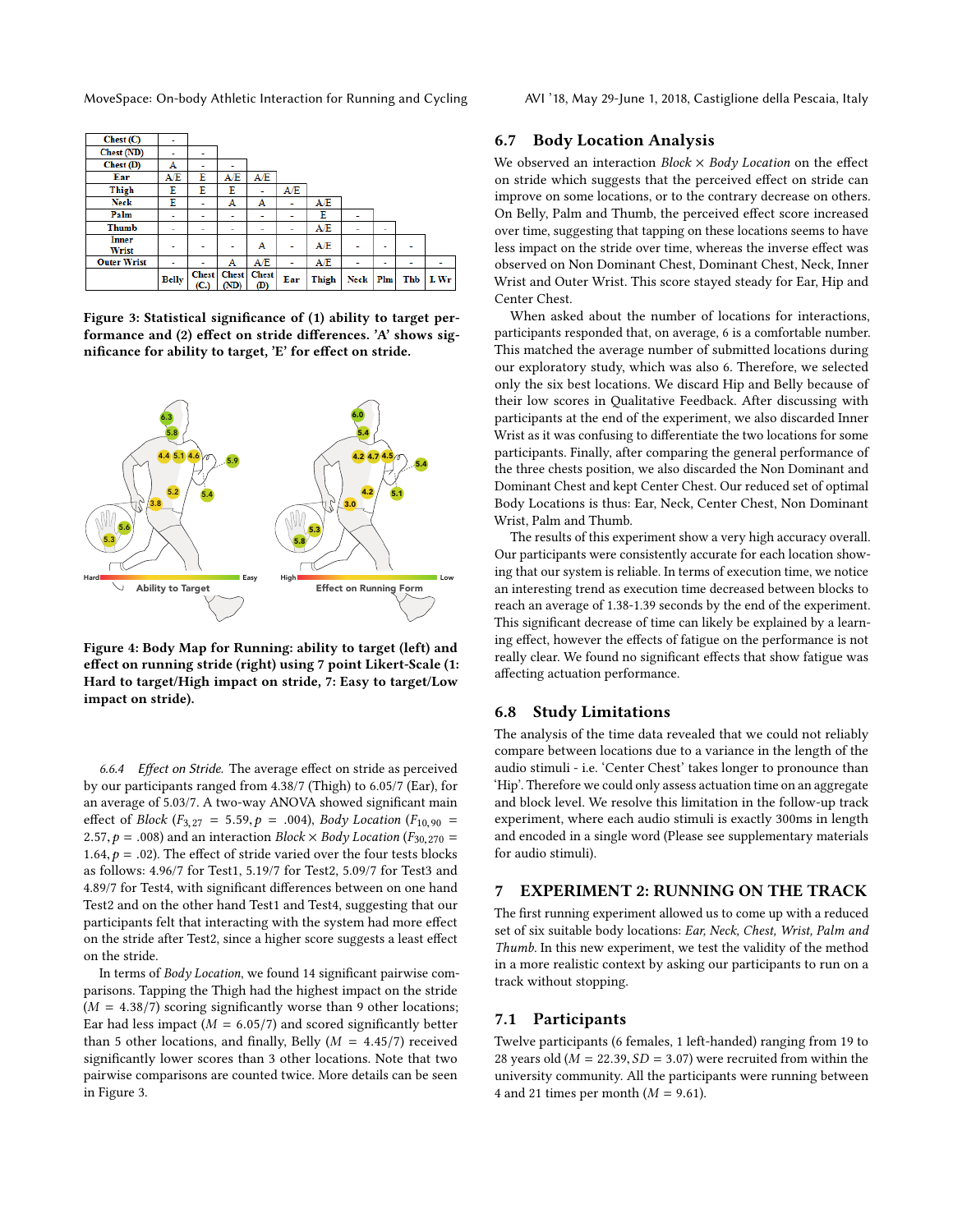| | Belly | Chest (C.) | Chest (ND) | Chest (D) | Ear | Thigh | Neck | Plm | Thb | I. Wr |
|---|---|---|---|---|---|---|---|---|---|---|
| Chest (C) | - | | | | | | | | | |
| Chest (ND) | - | - | | | | | | | | |
| Chest (D) | A | - | - | | | | | | | |
| Ear | A/E | E | A/E | A/E | | | | | | |
| Thigh | E | E | E | - | A/E | | | | | |
| Neck | E | - | A | A | - | A/E | | | | |
| Palm | - | - | - | - | - | E | - | | | |
| Thumb | - | - | - | - | - | A/E | - | - | | |
| Inner Wrist | - | - | - | A | - | A/E | - | - | - | |
| Outer Wrist | - | - | A | A/E | - | A/E | - | - | - | - |

**Figure 3: Statistical significance of (1) ability to target performance and (2) effect on stride differences. 'A' shows significance for ability to target, 'E' for effect on stride.**

**Figure 4: Body Map for Running: ability to target (left) and effect on running stride (right) using 7 point Likert-Scale (1: Hard to target/High impact on stride, 7: Easy to target/Low impact on stride).**

#### 6.6.4 *Effect on Stride.*

The average effect on stride as perceived by our participants ranged from 4.38/7 (Thigh) to 6.05/7 (Ear), for an average of 5.03/7. A two-way ANOVA showed significant main effect of *Block* ($F_{3,27} = 5.59, p = .004$), *Body Location* ($F_{10,90} = 2.57, p = .008$) and an interaction *Block* × *Body Location* ($F_{30,270} = 1.64, p = .02$). The effect of stride varied over the four tests blocks as follows: 4.96/7 for Test1, 5.19/7 for Test2, 5.09/7 for Test3 and 4.89/7 for Test4, with significant differences between on one hand Test2 and on the other hand Test1 and Test4, suggesting that our participants felt that interacting with the system had more effect on the stride after Test2, since a higher score suggests a least effect on the stride.

In terms of *Body Location*, we found 14 significant pairwise comparisons. Tapping the Thigh had the highest impact on the stride ($M = 4.38/7$) scoring significantly worse than 9 other locations; Ear had less impact ($M = 6.05/7$) and scored significantly better than 5 other locations, and finally, Belly ($M = 4.45/7$) received significantly lower scores than 3 other locations. Note that two pairwise comparisons are counted twice. More details can be seen in Figure 3.

### 6.7 Body Location Analysis

We observed an interaction *Block* × *Body Location* on the effect on stride which suggests that the perceived effect on stride can improve on some locations, or to the contrary decrease on others. On Belly, Palm and Thumb, the perceived effect score increased over time, suggesting that tapping on these locations seems to have less impact on the stride over time, whereas the inverse effect was observed on Non Dominant Chest, Dominant Chest, Neck, Inner Wrist and Outer Wrist. This score stayed steady for Ear, Hip and Center Chest.

When asked about the number of locations for interactions, participants responded that, on average, 6 is a comfortable number. This matched the average number of submitted locations during our exploratory study, which was also 6. Therefore, we selected only the six best locations. We discard Hip and Belly because of their low scores in Qualitative Feedback. After discussing with participants at the end of the experiment, we also discarded Inner Wrist as it was confusing to differentiate the two locations for some participants. Finally, after comparing the general performance of the three chests position, we also discarded the Non Dominant and Dominant Chest and kept Center Chest. Our reduced set of optimal Body Locations is thus: Ear, Neck, Center Chest, Non Dominant Wrist, Palm and Thumb.

The results of this experiment show a very high accuracy overall. Our participants were consistently accurate for each location showing that our system is reliable. In terms of execution time, we notice an interesting trend as execution time decreased between blocks to reach an average of 1.38-1.39 seconds by the end of the experiment. This significant decrease of time can likely be explained by a learning effect, however the effects of fatigue on the performance is not really clear. We found no significant effects that show fatigue was affecting actuation performance.

### 6.8 Study Limitations

The analysis of the time data revealed that we could not reliably compare between locations due to a variance in the length of the audio stimuli - i.e. 'Center Chest' takes longer to pronounce than 'Hip'. Therefore we could only assess actuation time on an aggregate and block level. We resolve this limitation in the follow-up track experiment, where each audio stimuli is exactly 300ms in length and encoded in a single word (Please see supplementary materials for audio stimuli).

## 7 EXPERIMENT 2: RUNNING ON THE TRACK

The first running experiment allowed us to come up with a reduced set of six suitable body locations: *Ear, Neck, Chest, Wrist, Palm and Thumb*. In this new experiment, we test the validity of the method in a more realistic context by asking our participants to run on a track without stopping.

### 7.1 Participants

Twelve participants (6 females, 1 left-handed) ranging from 19 to 28 years old ($M = 22.39, SD = 3.07$) were recruited from within the university community. All the participants were running between 4 and 21 times per month ($M = 9.61$).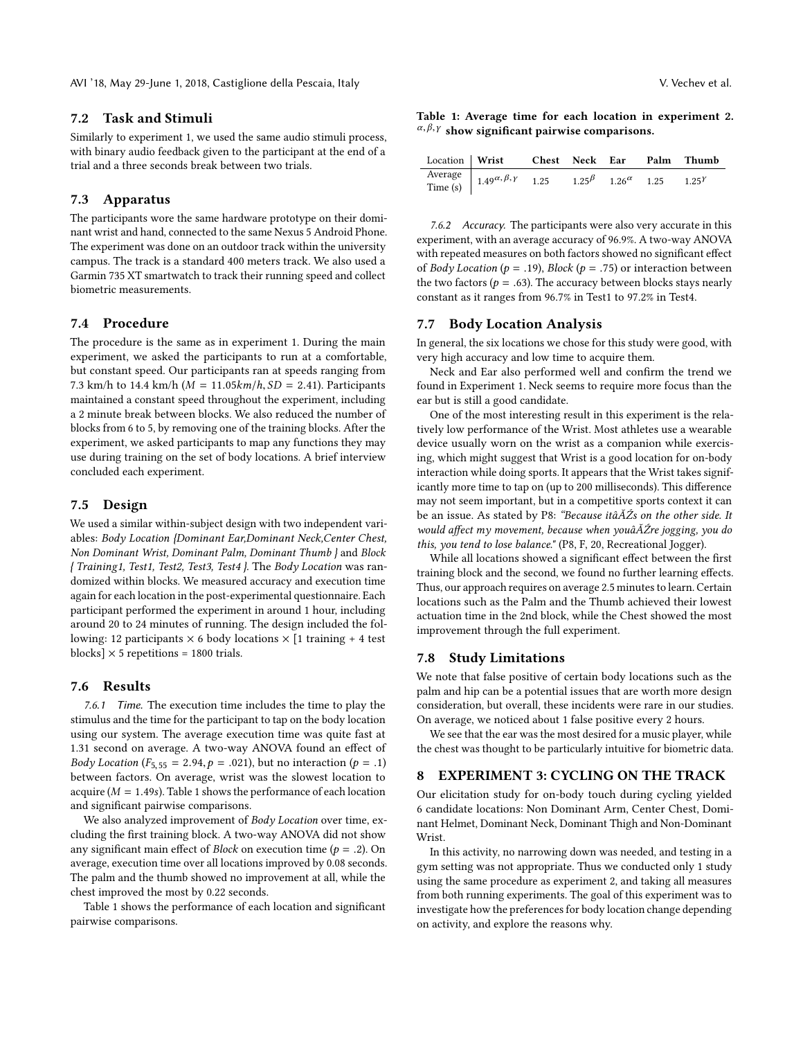### 7.2 Task and Stimuli

Similarly to experiment 1, we used the same audio stimuli process, with binary audio feedback given to the participant at the end of a trial and a three seconds break between two trials.

### 7.3 Apparatus

The participants wore the same hardware prototype on their dominant wrist and hand, connected to the same Nexus 5 Android Phone. The experiment was done on an outdoor track within the university campus. The track is a standard 400 meters track. We also used a Garmin 735 XT smartwatch to track their running speed and collect biometric measurements.

### 7.4 Procedure

The procedure is the same as in experiment 1. During the main experiment, we asked the participants to run at a comfortable, but constant speed. Our participants ran at speeds ranging from 7.3 km/h to 14.4 km/h ($M = 11.05 km/h, SD = 2.41$). Participants maintained a constant speed throughout the experiment, including a 2 minute break between blocks. We also reduced the number of blocks from 6 to 5, by removing one of the training blocks. After the experiment, we asked participants to map any functions they may use during training on the set of body locations. A brief interview concluded each experiment.

### 7.5 Design

We used a similar within-subject design with two independent variables: *Body Location {Dominant Ear,Dominant Neck,Center Chest, Non Dominant Wrist, Dominant Palm, Dominant Thumb }* and *Block { Training1, Test1, Test2, Test3, Test4 }*. The *Body Location* was randomized within blocks. We measured accuracy and execution time again for each location in the post-experimental questionnaire. Each participant performed the experiment in around 1 hour, including around 20 to 24 minutes of running. The design included the following: 12 participants × 6 body locations × [1 training + 4 test blocks] × 5 repetitions = 1800 trials.

### 7.6 Results

*7.6.1 Time.* The execution time includes the time to play the stimulus and the time for the participant to tap on the body location using our system. The average execution time was quite fast at 1.31 second on average. A two-way ANOVA found an effect of *Body Location* ($F_{5,55} = 2.94, p = .021$), but no interaction ($p = .1$) between factors. On average, wrist was the slowest location to acquire ($M = 1.49s$). Table 1 shows the performance of each location and significant pairwise comparisons.

We also analyzed improvement of *Body Location* over time, excluding the first training block. A two-way ANOVA did not show any significant main effect of *Block* on execution time ($p = .2$). On average, execution time over all locations improved by 0.08 seconds. The palm and the thumb showed no improvement at all, while the chest improved the most by 0.22 seconds.

Table 1 shows the performance of each location and significant pairwise comparisons.

**Table 1: Average time for each location in experiment 2. $\alpha, \beta, \gamma$ show significant pairwise comparisons.**

| Location | Wrist | Chest | Neck | Ear | Palm | Thumb |
|---|---|---|---|---|---|---|
| Average Time (s) | $1.49^{\alpha,\beta,\gamma}$ | 1.25 | $1.25^{\beta}$ | $1.26^{\alpha}$ | 1.25 | $1.25^{\gamma}$ |

*7.6.2 Accuracy.* The participants were also very accurate in this experiment, with an average accuracy of 96.9%. A two-way ANOVA with repeated measures on both factors showed no significant effect of *Body Location* ($p = .19$), *Block* ($p = .75$) or interaction between the two factors ($p = .63$). The accuracy between blocks stays nearly constant as it ranges from 96.7% in Test1 to 97.2% in Test4.

### 7.7 Body Location Analysis

In general, the six locations we chose for this study were good, with very high accuracy and low time to acquire them.

Neck and Ear also performed well and confirm the trend we found in Experiment 1. Neck seems to require more focus than the ear but is still a good candidate.

One of the most interesting result in this experiment is the relatively low performance of the Wrist. Most athletes use a wearable device usually worn on the wrist as a companion while exercising, which might suggest that Wrist is a good location for on-body interaction while doing sports. It appears that the Wrist takes significantly more time to tap on (up to 200 milliseconds). This difference may not seem important, but in a competitive sports context it can be an issue. As stated by P8: *"Because itâĂŹs on the other side. It would affect my movement, because when youâĂŹre jogging, you do this, you tend to lose balance."* (P8, F, 20, Recreational Jogger).

While all locations showed a significant effect between the first training block and the second, we found no further learning effects. Thus, our approach requires on average 2.5 minutes to learn. Certain locations such as the Palm and the Thumb achieved their lowest actuation time in the 2nd block, while the Chest showed the most improvement through the full experiment.

### 7.8 Study Limitations

We note that false positive of certain body locations such as the palm and hip can be a potential issues that are worth more design consideration, but overall, these incidents were rare in our studies. On average, we noticed about 1 false positive every 2 hours.

We see that the ear was the most desired for a music player, while the chest was thought to be particularly intuitive for biometric data.

## 8 EXPERIMENT 3: CYCLING ON THE TRACK

Our elicitation study for on-body touch during cycling yielded 6 candidate locations: Non Dominant Arm, Center Chest, Dominant Helmet, Dominant Neck, Dominant Thigh and Non-Dominant Wrist.

In this activity, no narrowing down was needed, and testing in a gym setting was not appropriate. Thus we conducted only 1 study using the same procedure as experiment 2, and taking all measures from both running experiments. The goal of this experiment was to investigate how the preferences for body location change depending on activity, and explore the reasons why.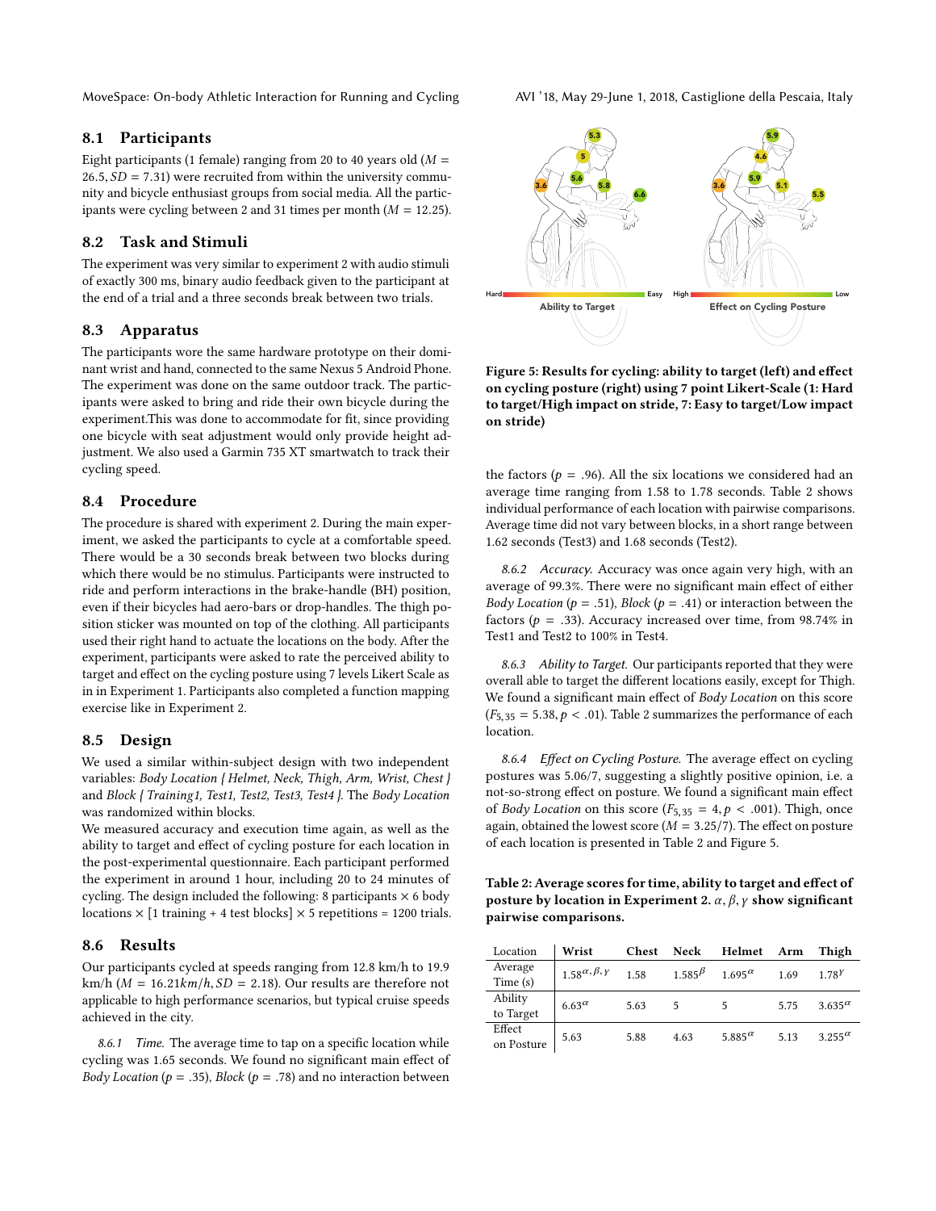## 8.1 Participants

Eight participants (1 female) ranging from 20 to 40 years old ($M = 26.5, SD = 7.31$) were recruited from within the university community and bicycle enthusiast groups from social media. All the participants were cycling between 2 and 31 times per month ($M = 12.25$).

## 8.2 Task and Stimuli

The experiment was very similar to experiment 2 with audio stimuli of exactly 300 ms, binary audio feedback given to the participant at the end of a trial and a three seconds break between two trials.

## 8.3 Apparatus

The participants wore the same hardware prototype on their dominant wrist and hand, connected to the same Nexus 5 Android Phone. The experiment was done on the same outdoor track. The participants were asked to bring and ride their own bicycle during the experiment.This was done to accommodate for fit, since providing one bicycle with seat adjustment would only provide height adjustment. We also used a Garmin 735 XT smartwatch to track their cycling speed.

## 8.4 Procedure

The procedure is shared with experiment 2. During the main experiment, we asked the participants to cycle at a comfortable speed. There would be a 30 seconds break between two blocks during which there would be no stimulus. Participants were instructed to ride and perform interactions in the brake-handle (BH) position, even if their bicycles had aero-bars or drop-handles. The thigh position sticker was mounted on top of the clothing. All participants used their right hand to actuate the locations on the body. After the experiment, participants were asked to rate the perceived ability to target and effect on the cycling posture using 7 levels Likert Scale as in in Experiment 1. Participants also completed a function mapping exercise like in Experiment 2.

## 8.5 Design

We used a similar within-subject design with two independent variables: *Body Location { Helmet, Neck, Thigh, Arm, Wrist, Chest }* and *Block { Training1, Test1, Test2, Test3, Test4 }*. The *Body Location* was randomized within blocks.

We measured accuracy and execution time again, as well as the ability to target and effect of cycling posture for each location in the post-experimental questionnaire. Each participant performed the experiment in around 1 hour, including 20 to 24 minutes of cycling. The design included the following: 8 participants × 6 body locations × [1 training + 4 test blocks] × 5 repetitions = 1200 trials.

## 8.6 Results

Our participants cycled at speeds ranging from 12.8 km/h to 19.9 km/h ($M = 16.21km/h, SD = 2.18$). Our results are therefore not applicable to high performance scenarios, but typical cruise speeds achieved in the city.

*8.6.1 Time.* The average time to tap on a specific location while cycling was 1.65 seconds. We found no significant main effect of *Body Location* ($p = .35$), *Block* ($p = .78$) and no interaction between the factors ($p = .96$). All the six locations we considered had an average time ranging from 1.58 to 1.78 seconds. Table 2 shows individual performance of each location with pairwise comparisons. Average time did not vary between blocks, in a short range between 1.62 seconds (Test3) and 1.68 seconds (Test2).

*8.6.2 Accuracy.* Accuracy was once again very high, with an average of 99.3%. There were no significant main effect of either *Body Location* ($p = .51$), *Block* ($p = .41$) or interaction between the factors ($p = .33$). Accuracy increased over time, from 98.74% in Test1 and Test2 to 100% in Test4.

*8.6.3 Ability to Target.* Our participants reported that they were overall able to target the different locations easily, except for Thigh. We found a significant main effect of *Body Location* on this score ($F_{5,35} = 5.38, p < .01$). Table 2 summarizes the performance of each location.

*8.6.4 Effect on Cycling Posture.* The average effect on cycling postures was 5.06/7, suggesting a slightly positive opinion, i.e. a not-so-strong effect on posture. We found a significant main effect of *Body Location* on this score ($F_{5,35} = 4, p < .001$). Thigh, once again, obtained the lowest score ($M = 3.25/7$). The effect on posture of each location is presented in Table 2 and Figure 5.

**Figure 5: Results for cycling: ability to target (left) and effect on cycling posture (right) using 7 point Likert-Scale (1: Hard to target/High impact on stride, 7: Easy to target/Low impact on stride)**

**Table 2: Average scores for time, ability to target and effect of posture by location in Experiment 2. $\alpha, \beta, \gamma$ show significant pairwise comparisons.**

| Location | Wrist | Chest | Neck | Helmet | Arm | Thigh |
|---|---|---|---|---|---|---|
| Average Time (s) | $1.58^{\alpha,\beta,\gamma}$ | 1.58 | $1.585^{\beta}$ | $1.695^{\alpha}$ | 1.69 | $1.78^{\gamma}$ |
| Ability to Target | $6.63^{\alpha}$ | 5.63 | 5 | 5 | 5.75 | $3.635^{\alpha}$ |
| Effect on Posture | 5.63 | 5.88 | 4.63 | $5.885^{\alpha}$ | 5.13 | $3.255^{\alpha}$ |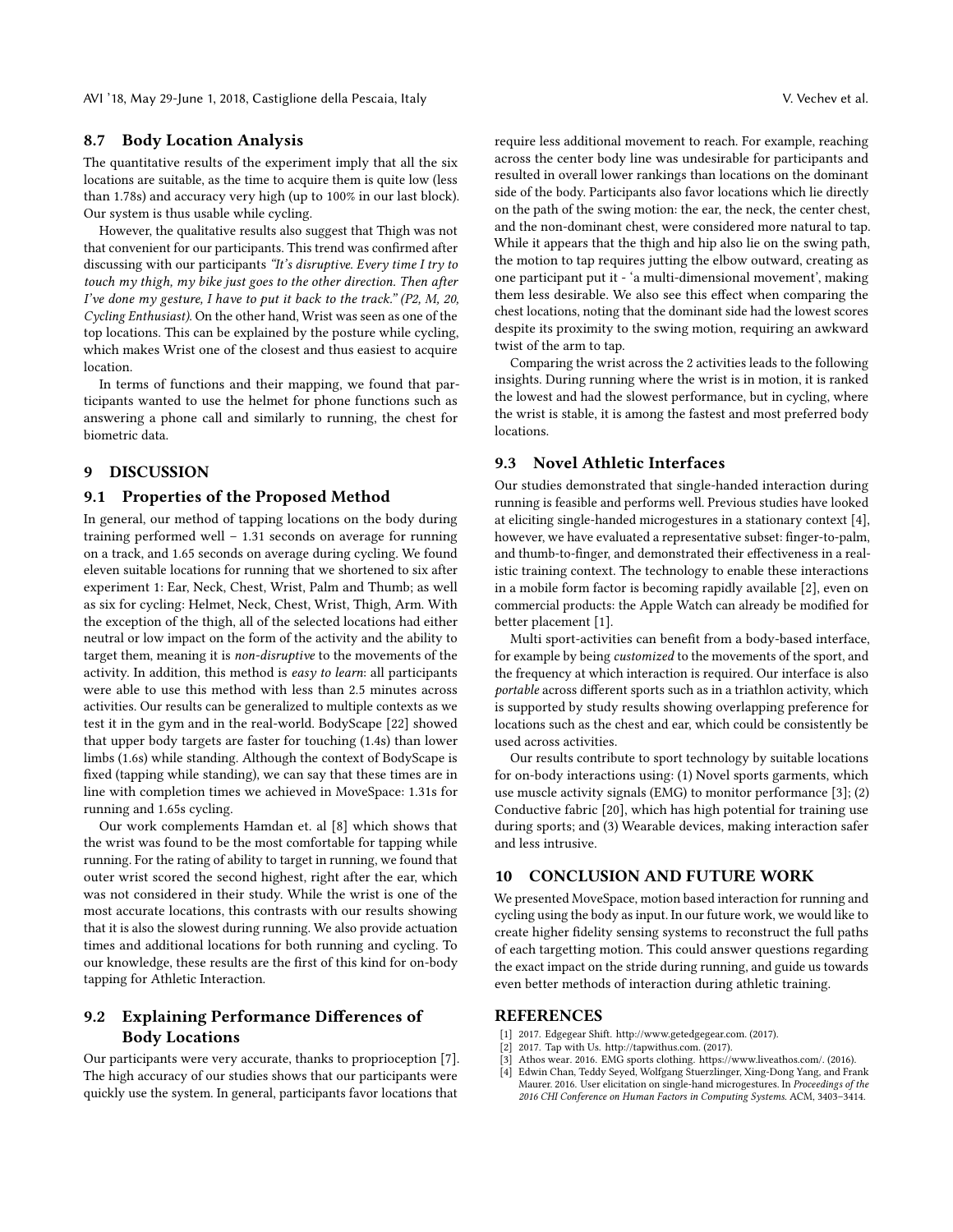### 8.7 Body Location Analysis

The quantitative results of the experiment imply that all the six locations are suitable, as the time to acquire them is quite low (less than 1.78s) and accuracy very high (up to 100% in our last block). Our system is thus usable while cycling.

However, the qualitative results also suggest that Thigh was not that convenient for our participants. This trend was confirmed after discussing with our participants *"It's disruptive. Every time I try to touch my thigh, my bike just goes to the other direction. Then after I've done my gesture, I have to put it back to the track." (P2, M, 20, Cycling Enthusiast)*. On the other hand, Wrist was seen as one of the top locations. This can be explained by the posture while cycling, which makes Wrist one of the closest and thus easiest to acquire location.

In terms of functions and their mapping, we found that participants wanted to use the helmet for phone functions such as answering a phone call and similarly to running, the chest for biometric data.

## 9 DISCUSSION

### 9.1 Properties of the Proposed Method

In general, our method of tapping locations on the body during training performed well – 1.31 seconds on average for running on a track, and 1.65 seconds on average during cycling. We found eleven suitable locations for running that we shortened to six after experiment 1: Ear, Neck, Chest, Wrist, Palm and Thumb; as well as six for cycling: Helmet, Neck, Chest, Wrist, Thigh, Arm. With the exception of the thigh, all of the selected locations had either neutral or low impact on the form of the activity and the ability to target them, meaning it is *non-disruptive* to the movements of the activity. In addition, this method is *easy to learn*: all participants were able to use this method with less than 2.5 minutes across activities. Our results can be generalized to multiple contexts as we test it in the gym and in the real-world. BodyScape [22] showed that upper body targets are faster for touching (1.4s) than lower limbs (1.6s) while standing. Although the context of BodyScape is fixed (tapping while standing), we can say that these times are in line with completion times we achieved in MoveSpace: 1.31s for running and 1.65s cycling.

Our work complements Hamdan et. al [8] which shows that the wrist was found to be the most comfortable for tapping while running. For the rating of ability to target in running, we found that outer wrist scored the second highest, right after the ear, which was not considered in their study. While the wrist is one of the most accurate locations, this contrasts with our results showing that it is also the slowest during running. We also provide actuation times and additional locations for both running and cycling. To our knowledge, these results are the first of this kind for on-body tapping for Athletic Interaction.

### 9.2 Explaining Performance Differences of Body Locations

Our participants were very accurate, thanks to proprioception [7]. The high accuracy of our studies shows that our participants were quickly use the system. In general, participants favor locations that require less additional movement to reach. For example, reaching across the center body line was undesirable for participants and resulted in overall lower rankings than locations on the dominant side of the body. Participants also favor locations which lie directly on the path of the swing motion: the ear, the neck, the center chest, and the non-dominant chest, were considered more natural to tap. While it appears that the thigh and hip also lie on the swing path, the motion to tap requires jutting the elbow outward, creating as one participant put it - 'a multi-dimensional movement', making them less desirable. We also see this effect when comparing the chest locations, noting that the dominant side had the lowest scores despite its proximity to the swing motion, requiring an awkward twist of the arm to tap.

Comparing the wrist across the 2 activities leads to the following insights. During running where the wrist is in motion, it is ranked the lowest and had the slowest performance, but in cycling, where the wrist is stable, it is among the fastest and most preferred body locations.

### 9.3 Novel Athletic Interfaces

Our studies demonstrated that single-handed interaction during running is feasible and performs well. Previous studies have looked at eliciting single-handed microgestures in a stationary context [4], however, we have evaluated a representative subset: finger-to-palm, and thumb-to-finger, and demonstrated their effectiveness in a realistic training context. The technology to enable these interactions in a mobile form factor is becoming rapidly available [2], even on commercial products: the Apple Watch can already be modified for better placement [1].

Multi sport-activities can benefit from a body-based interface, for example by being *customized* to the movements of the sport, and the frequency at which interaction is required. Our interface is also *portable* across different sports such as in a triathlon activity, which is supported by study results showing overlapping preference for locations such as the chest and ear, which could be consistently be used across activities.

Our results contribute to sport technology by suitable locations for on-body interactions using: (1) Novel sports garments, which use muscle activity signals (EMG) to monitor performance [3]; (2) Conductive fabric [20], which has high potential for training use during sports; and (3) Wearable devices, making interaction safer and less intrusive.

## 10 CONCLUSION AND FUTURE WORK

We presented MoveSpace, motion based interaction for running and cycling using the body as input. In our future work, we would like to create higher fidelity sensing systems to reconstruct the full paths of each targetting motion. This could answer questions regarding the exact impact on the stride during running, and guide us towards even better methods of interaction during athletic training.

## REFERENCES

[1] 2017. Edgegear Shift. http://www.getedgegear.com. (2017).

[2] 2017. Tap with Us. http://tapwithus.com. (2017).

[3] Athos wear. 2016. EMG sports clothing. https://www.liveathos.com/. (2016).

[4] Edwin Chan, Teddy Seyed, Wolfgang Stuerzlinger, Xing-Dong Yang, and Frank Maurer. 2016. User elicitation on single-hand microgestures. In *Proceedings of the 2016 CHI Conference on Human Factors in Computing Systems*. ACM, 3403–3414.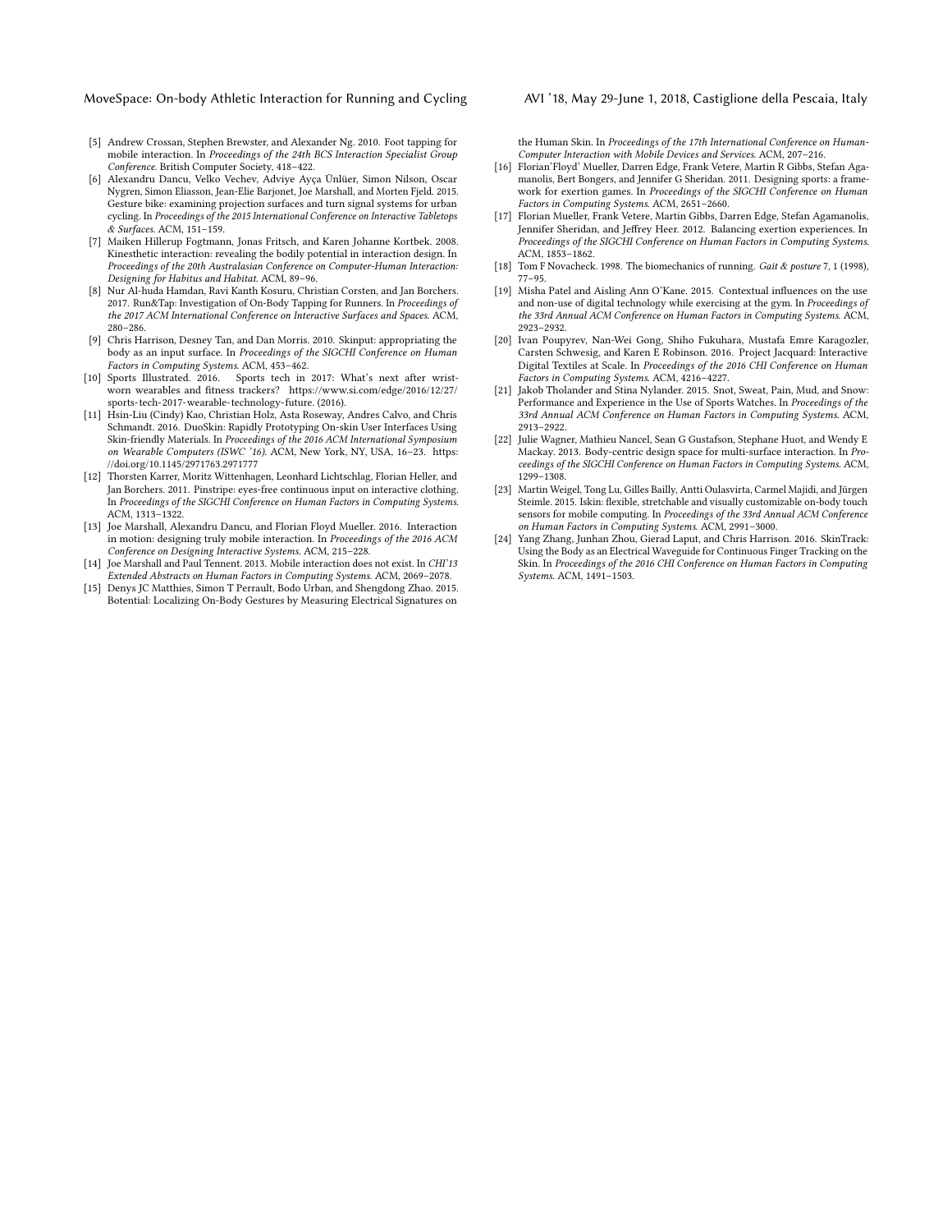[5] Andrew Crossan, Stephen Brewster, and Alexander Ng. 2010. Foot tapping for mobile interaction. In *Proceedings of the 24th BCS Interaction Specialist Group Conference*. British Computer Society, 418–422.

[6] Alexandru Dancu, Velko Vechev, Adviye Ayça Ünlüer, Simon Nilson, Oscar Nygren, Simon Eliasson, Jean-Elie Barjonet, Joe Marshall, and Morten Fjeld. 2015. Gesture bike: examining projection surfaces and turn signal systems for urban cycling. In *Proceedings of the 2015 International Conference on Interactive Tabletops & Surfaces*. ACM, 151–159.

[7] Maiken Hillerup Fogtmann, Jonas Fritsch, and Karen Johanne Kortbek. 2008. Kinesthetic interaction: revealing the bodily potential in interaction design. In *Proceedings of the 20th Australasian Conference on Computer-Human Interaction: Designing for Habitus and Habitat*. ACM, 89–96.

[8] Nur Al-huda Hamdan, Ravi Kanth Kosuru, Christian Corsten, and Jan Borchers. 2017. Run&Tap: Investigation of On-Body Tapping for Runners. In *Proceedings of the 2017 ACM International Conference on Interactive Surfaces and Spaces*. ACM, 280–286.

[9] Chris Harrison, Desney Tan, and Dan Morris. 2010. Skinput: appropriating the body as an input surface. In *Proceedings of the SIGCHI Conference on Human Factors in Computing Systems*. ACM, 453–462.

[10] Sports Illustrated. 2016. Sports tech in 2017: What's next after wrist-worn wearables and fitness trackers? https://www.si.com/edge/2016/12/27/sports-tech-2017-wearable-technology-future. (2016).

[11] Hsin-Liu (Cindy) Kao, Christian Holz, Asta Roseway, Andres Calvo, and Chris Schmandt. 2016. DuoSkin: Rapidly Prototyping On-skin User Interfaces Using Skin-friendly Materials. In *Proceedings of the 2016 ACM International Symposium on Wearable Computers (ISWC '16)*. ACM, New York, NY, USA, 16–23. https://doi.org/10.1145/2971763.2971777

[12] Thorsten Karrer, Moritz Wittenhagen, Leonhard Lichtschlag, Florian Heller, and Jan Borchers. 2011. Pinstripe: eyes-free continuous input on interactive clothing. In *Proceedings of the SIGCHI Conference on Human Factors in Computing Systems*. ACM, 1313–1322.

[13] Joe Marshall, Alexandru Dancu, and Florian Floyd Mueller. 2016. Interaction in motion: designing truly mobile interaction. In *Proceedings of the 2016 ACM Conference on Designing Interactive Systems*. ACM, 215–228.

[14] Joe Marshall and Paul Tennent. 2013. Mobile interaction does not exist. In *CHI'13 Extended Abstracts on Human Factors in Computing Systems*. ACM, 2069–2078.

[15] Denys JC Matthies, Simon T Perrault, Bodo Urban, and Shengdong Zhao. 2015. Botential: Localizing On-Body Gestures by Measuring Electrical Signatures on the Human Skin. In *Proceedings of the 17th International Conference on Human-Computer Interaction with Mobile Devices and Services*. ACM, 207–216.

[16] Florian'Floyd' Mueller, Darren Edge, Frank Vetere, Martin R Gibbs, Stefan Agamanolis, Bert Bongers, and Jennifer G Sheridan. 2011. Designing sports: a framework for exertion games. In *Proceedings of the SIGCHI Conference on Human Factors in Computing Systems*. ACM, 2651–2660.

[17] Florian Mueller, Frank Vetere, Martin Gibbs, Darren Edge, Stefan Agamanolis, Jennifer Sheridan, and Jeffrey Heer. 2012. Balancing exertion experiences. In *Proceedings of the SIGCHI Conference on Human Factors in Computing Systems*. ACM, 1853–1862.

[18] Tom F Novacheck. 1998. The biomechanics of running. *Gait & posture* 7, 1 (1998), 77–95.

[19] Misha Patel and Aisling Ann O'Kane. 2015. Contextual influences on the use and non-use of digital technology while exercising at the gym. In *Proceedings of the 33rd Annual ACM Conference on Human Factors in Computing Systems*. ACM, 2923–2932.

[20] Ivan Poupyrev, Nan-Wei Gong, Shiho Fukuhara, Mustafa Emre Karagozler, Carsten Schwesig, and Karen E Robinson. 2016. Project Jacquard: Interactive Digital Textiles at Scale. In *Proceedings of the 2016 CHI Conference on Human Factors in Computing Systems*. ACM, 4216–4227.

[21] Jakob Tholander and Stina Nylander. 2015. Snot, Sweat, Pain, Mud, and Snow: Performance and Experience in the Use of Sports Watches. In *Proceedings of the 33rd Annual ACM Conference on Human Factors in Computing Systems*. ACM, 2913–2922.

[22] Julie Wagner, Mathieu Nancel, Sean G Gustafson, Stephane Huot, and Wendy E Mackay. 2013. Body-centric design space for multi-surface interaction. In *Proceedings of the SIGCHI Conference on Human Factors in Computing Systems*. ACM, 1299–1308.

[23] Martin Weigel, Tong Lu, Gilles Bailly, Antti Oulasvirta, Carmel Majidi, and Jürgen Steimle. 2015. Iskin: flexible, stretchable and visually customizable on-body touch sensors for mobile computing. In *Proceedings of the 33rd Annual ACM Conference on Human Factors in Computing Systems*. ACM, 2991–3000.

[24] Yang Zhang, Junhan Zhou, Gierad Laput, and Chris Harrison. 2016. SkinTrack: Using the Body as an Electrical Waveguide for Continuous Finger Tracking on the Skin. In *Proceedings of the 2016 CHI Conference on Human Factors in Computing Systems*. ACM, 1491–1503.